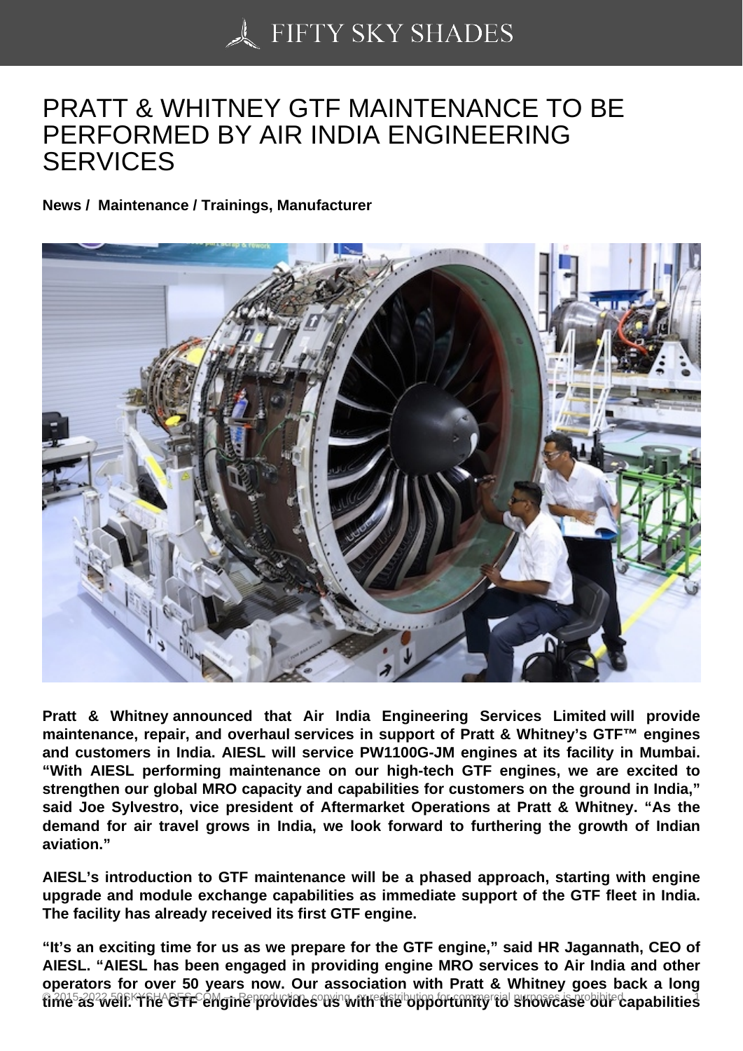# PRATT & WHITNEY GTF MAINTENANCE TO BE PERFORMED BY AIR INDIA ENGINEERING SERVICES

**News / Maintenance / Trainings, Manufacturer**

**Pratt & Whitney announced that Air India Engineering Services Limited will provide maintenance, repair, and overhaul services in support of Pratt & Whitney's GTF™ engines and customers in India. AIESL will service PW1100G-JM engines at its facility in Mumbai. "With AIESL performing maintenance on our high-tech GTF engines, we are excited to strengthen our global MRO capacity and capabilities for customers on the ground in India," said Joe Sylvestro, vice president of Aftermarket Operations at Pratt & Whitney. "As the demand for air travel grows in India, we look forward to furthering the growth of Indian aviation."**

**AIESL's introduction to GTF maintenance will be a phased approach, starting with engine upgrade and module exchange capabilities as immediate support of the GTF fleet in India. The facility has already received its first GTF engine.**

**"It's an exciting time for us as we prepare for the GTF engine," said HR Jagannath, CEO of AIESL. "AIESL has been engaged in providing engine MRO services to Air India and other operators for over 50 years now. Our association with Pratt & Whitney goes back a long time as well. The GTF engine provides us with the opportunity to showcase our capabilities**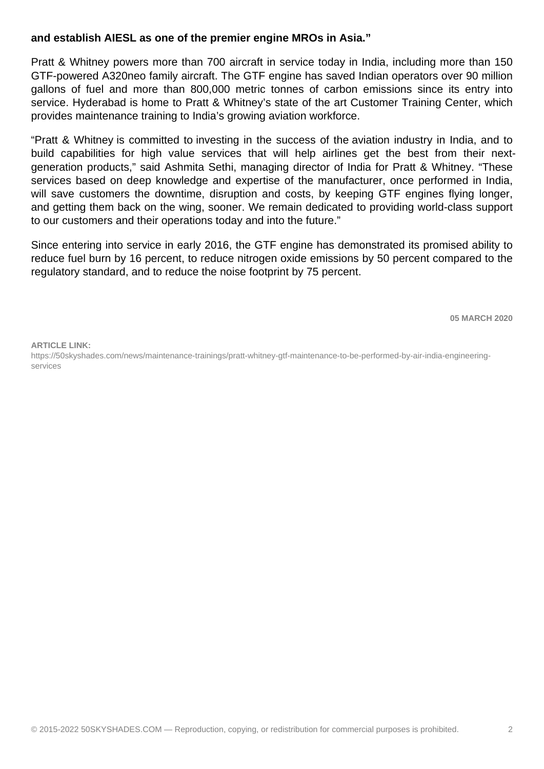**and establish AIESL as one of the premier engine MROs in Asia."**

Pratt & Whitney powers more than 700 aircraft in service today in India, including more than 150 GTF-powered A320neo family aircraft. The GTF engine has saved Indian operators over 90 million gallons of fuel and more than 800,000 metric tonnes of carbon emissions since its entry into service. Hyderabad is home to Pratt & Whitney's state of the art Customer Training Center, which provides maintenance training to India's growing aviation workforce.

"Pratt & Whitney is committed to investing in the success of the aviation industry in India, and to build capabilities for high value services that will help airlines get the best from their next-generation products," said Ashmita Sethi, managing director of India for Pratt & Whitney. "These services based on deep knowledge and expertise of the manufacturer, once performed in India, will save customers the downtime, disruption and costs, by keeping GTF engines flying longer, and getting them back on the wing, sooner. We remain dedicated to providing world-class support to our customers and their operations today and into the future."

Since entering into service in early 2016, the GTF engine has demonstrated its promised ability to reduce fuel burn by 16 percent, to reduce nitrogen oxide emissions by 50 percent compared to the regulatory standard, and to reduce the noise footprint by 75 percent.

**05 MARCH 2020**

**ARTICLE LINK:**
https://50skyshades.com/news/maintenance-trainings/pratt-whitney-gtf-maintenance-to-be-performed-by-air-india-engineering-services